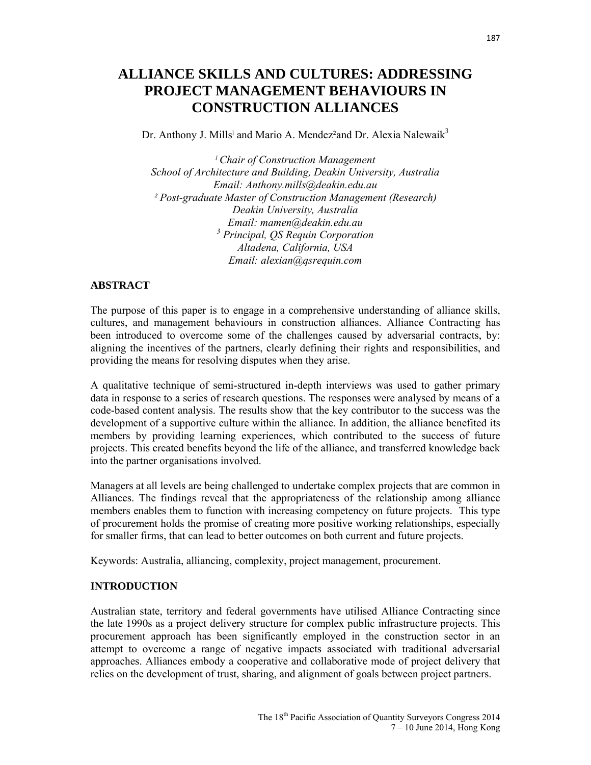# ALLIANCE SKILLS AND CULTURES: ADDRESSING PROJECT MANAGEMENT BEHAVIOURS IN CONSTRUCTION ALLIANCES

Dr. Anthony J. Mills[1] and Mario A. Mendez[2] and Dr. Alexia Nalewaik[3]

[1] *Chair of Construction Management*
*School of Architecture and Building, Deakin University, Australia*
*Email: Anthony.mills@deakin.edu.au*
[2] *Post-graduate Master of Construction Management (Research)*
*Deakin University, Australia*
*Email: mamen@deakin.edu.au*
[3] *Principal, QS Requin Corporation*
*Altadena, California, USA*
*Email: alexian@qsrequin.com*

## ABSTRACT

The purpose of this paper is to engage in a comprehensive understanding of alliance skills, cultures, and management behaviours in construction alliances. Alliance Contracting has been introduced to overcome some of the challenges caused by adversarial contracts, by: aligning the incentives of the partners, clearly defining their rights and responsibilities, and providing the means for resolving disputes when they arise.

A qualitative technique of semi-structured in-depth interviews was used to gather primary data in response to a series of research questions. The responses were analysed by means of a code-based content analysis. The results show that the key contributor to the success was the development of a supportive culture within the alliance. In addition, the alliance benefited its members by providing learning experiences, which contributed to the success of future projects. This created benefits beyond the life of the alliance, and transferred knowledge back into the partner organisations involved.

Managers at all levels are being challenged to undertake complex projects that are common in Alliances. The findings reveal that the appropriateness of the relationship among alliance members enables them to function with increasing competency on future projects. This type of procurement holds the promise of creating more positive working relationships, especially for smaller firms, that can lead to better outcomes on both current and future projects.

Keywords: Australia, alliancing, complexity, project management, procurement.

## INTRODUCTION

Australian state, territory and federal governments have utilised Alliance Contracting since the late 1990s as a project delivery structure for complex public infrastructure projects. This procurement approach has been significantly employed in the construction sector in an attempt to overcome a range of negative impacts associated with traditional adversarial approaches. Alliances embody a cooperative and collaborative mode of project delivery that relies on the development of trust, sharing, and alignment of goals between project partners.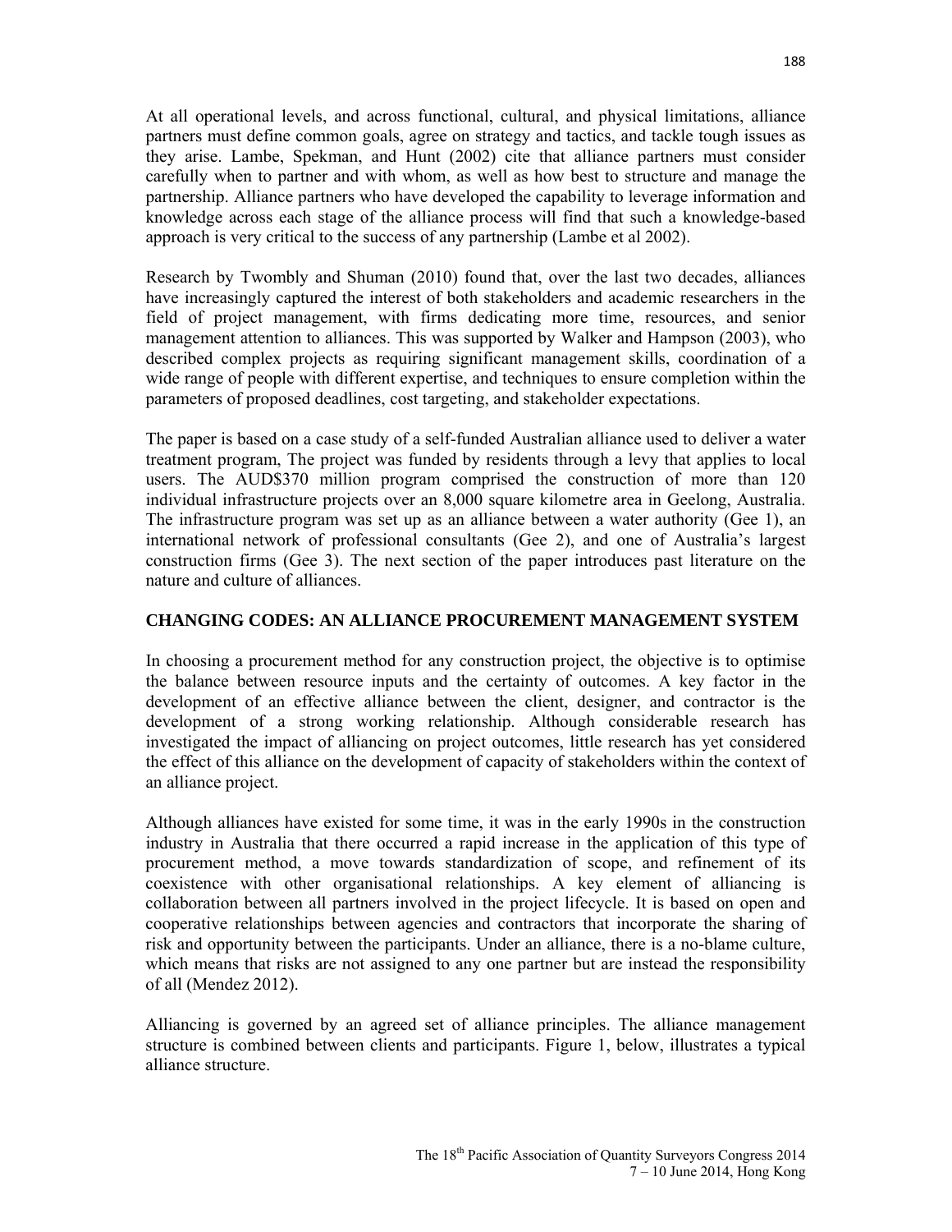At all operational levels, and across functional, cultural, and physical limitations, alliance partners must define common goals, agree on strategy and tactics, and tackle tough issues as they arise. Lambe, Spekman, and Hunt (2002) cite that alliance partners must consider carefully when to partner and with whom, as well as how best to structure and manage the partnership. Alliance partners who have developed the capability to leverage information and knowledge across each stage of the alliance process will find that such a knowledge-based approach is very critical to the success of any partnership (Lambe et al 2002).

Research by Twombly and Shuman (2010) found that, over the last two decades, alliances have increasingly captured the interest of both stakeholders and academic researchers in the field of project management, with firms dedicating more time, resources, and senior management attention to alliances. This was supported by Walker and Hampson (2003), who described complex projects as requiring significant management skills, coordination of a wide range of people with different expertise, and techniques to ensure completion within the parameters of proposed deadlines, cost targeting, and stakeholder expectations.

The paper is based on a case study of a self-funded Australian alliance used to deliver a water treatment program, The project was funded by residents through a levy that applies to local users. The AUD$370 million program comprised the construction of more than 120 individual infrastructure projects over an 8,000 square kilometre area in Geelong, Australia. The infrastructure program was set up as an alliance between a water authority (Gee 1), an international network of professional consultants (Gee 2), and one of Australia's largest construction firms (Gee 3). The next section of the paper introduces past literature on the nature and culture of alliances.

## CHANGING CODES: AN ALLIANCE PROCUREMENT MANAGEMENT SYSTEM

In choosing a procurement method for any construction project, the objective is to optimise the balance between resource inputs and the certainty of outcomes. A key factor in the development of an effective alliance between the client, designer, and contractor is the development of a strong working relationship. Although considerable research has investigated the impact of alliancing on project outcomes, little research has yet considered the effect of this alliance on the development of capacity of stakeholders within the context of an alliance project.

Although alliances have existed for some time, it was in the early 1990s in the construction industry in Australia that there occurred a rapid increase in the application of this type of procurement method, a move towards standardization of scope, and refinement of its coexistence with other organisational relationships. A key element of alliancing is collaboration between all partners involved in the project lifecycle. It is based on open and cooperative relationships between agencies and contractors that incorporate the sharing of risk and opportunity between the participants. Under an alliance, there is a no-blame culture, which means that risks are not assigned to any one partner but are instead the responsibility of all (Mendez 2012).

Alliancing is governed by an agreed set of alliance principles. The alliance management structure is combined between clients and participants. Figure 1, below, illustrates a typical alliance structure.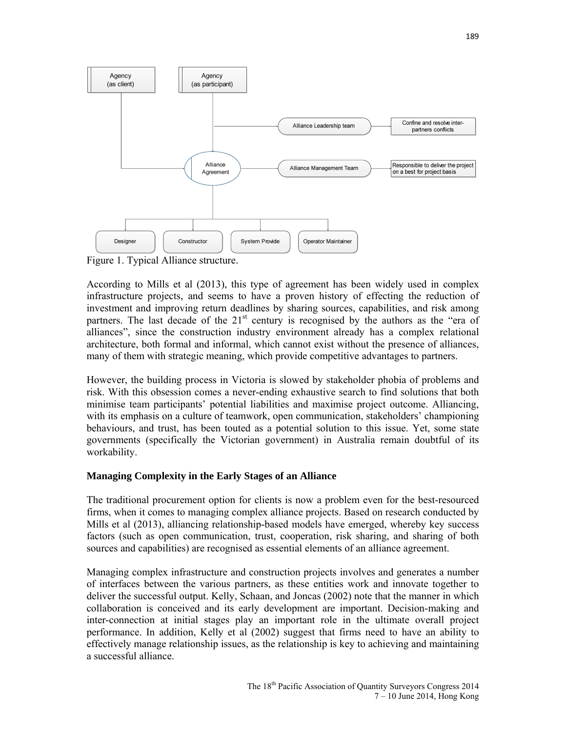Figure 1. Typical Alliance structure.

According to Mills et al (2013), this type of agreement has been widely used in complex infrastructure projects, and seems to have a proven history of effecting the reduction of investment and improving return deadlines by sharing sources, capabilities, and risk among partners. The last decade of the 21st century is recognised by the authors as the "era of alliances", since the construction industry environment already has a complex relational architecture, both formal and informal, which cannot exist without the presence of alliances, many of them with strategic meaning, which provide competitive advantages to partners.

However, the building process in Victoria is slowed by stakeholder phobia of problems and risk. With this obsession comes a never-ending exhaustive search to find solutions that both minimise team participants' potential liabilities and maximise project outcome. Alliancing, with its emphasis on a culture of teamwork, open communication, stakeholders' championing behaviours, and trust, has been touted as a potential solution to this issue. Yet, some state governments (specifically the Victorian government) in Australia remain doubtful of its workability.

## Managing Complexity in the Early Stages of an Alliance

The traditional procurement option for clients is now a problem even for the best-resourced firms, when it comes to managing complex alliance projects. Based on research conducted by Mills et al (2013), alliancing relationship-based models have emerged, whereby key success factors (such as open communication, trust, cooperation, risk sharing, and sharing of both sources and capabilities) are recognised as essential elements of an alliance agreement.

Managing complex infrastructure and construction projects involves and generates a number of interfaces between the various partners, as these entities work and innovate together to deliver the successful output. Kelly, Schaan, and Joncas (2002) note that the manner in which collaboration is conceived and its early development are important. Decision-making and inter-connection at initial stages play an important role in the ultimate overall project performance. In addition, Kelly et al (2002) suggest that firms need to have an ability to effectively manage relationship issues, as the relationship is key to achieving and maintaining a successful alliance.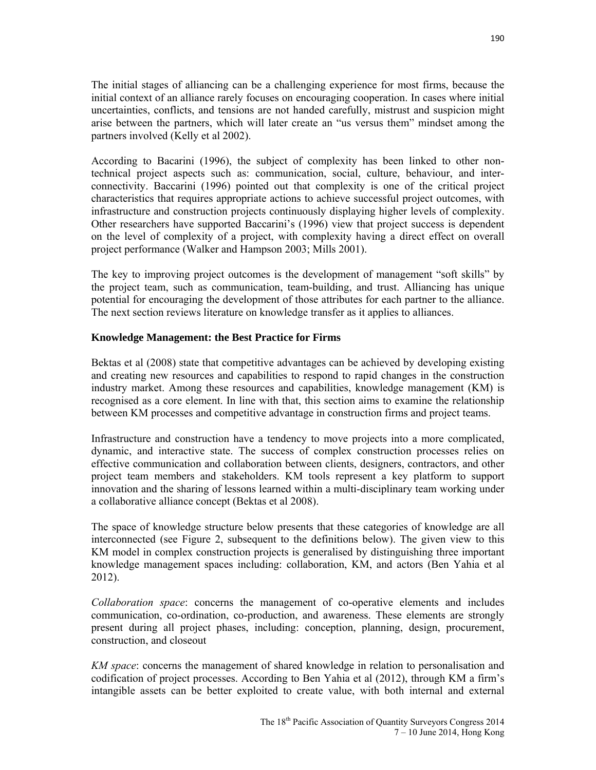The initial stages of alliancing can be a challenging experience for most firms, because the initial context of an alliance rarely focuses on encouraging cooperation. In cases where initial uncertainties, conflicts, and tensions are not handed carefully, mistrust and suspicion might arise between the partners, which will later create an "us versus them" mindset among the partners involved (Kelly et al 2002).

According to Bacarini (1996), the subject of complexity has been linked to other non-technical project aspects such as: communication, social, culture, behaviour, and inter-connectivity. Baccarini (1996) pointed out that complexity is one of the critical project characteristics that requires appropriate actions to achieve successful project outcomes, with infrastructure and construction projects continuously displaying higher levels of complexity. Other researchers have supported Baccarini's (1996) view that project success is dependent on the level of complexity of a project, with complexity having a direct effect on overall project performance (Walker and Hampson 2003; Mills 2001).

The key to improving project outcomes is the development of management "soft skills" by the project team, such as communication, team-building, and trust. Alliancing has unique potential for encouraging the development of those attributes for each partner to the alliance. The next section reviews literature on knowledge transfer as it applies to alliances.

### Knowledge Management: the Best Practice for Firms

Bektas et al (2008) state that competitive advantages can be achieved by developing existing and creating new resources and capabilities to respond to rapid changes in the construction industry market. Among these resources and capabilities, knowledge management (KM) is recognised as a core element. In line with that, this section aims to examine the relationship between KM processes and competitive advantage in construction firms and project teams.

Infrastructure and construction have a tendency to move projects into a more complicated, dynamic, and interactive state. The success of complex construction processes relies on effective communication and collaboration between clients, designers, contractors, and other project team members and stakeholders. KM tools represent a key platform to support innovation and the sharing of lessons learned within a multi-disciplinary team working under a collaborative alliance concept (Bektas et al 2008).

The space of knowledge structure below presents that these categories of knowledge are all interconnected (see Figure 2, subsequent to the definitions below). The given view to this KM model in complex construction projects is generalised by distinguishing three important knowledge management spaces including: collaboration, KM, and actors (Ben Yahia et al 2012).

*Collaboration space*: concerns the management of co-operative elements and includes communication, co-ordination, co-production, and awareness. These elements are strongly present during all project phases, including: conception, planning, design, procurement, construction, and closeout

*KM space*: concerns the management of shared knowledge in relation to personalisation and codification of project processes. According to Ben Yahia et al (2012), through KM a firm's intangible assets can be better exploited to create value, with both internal and external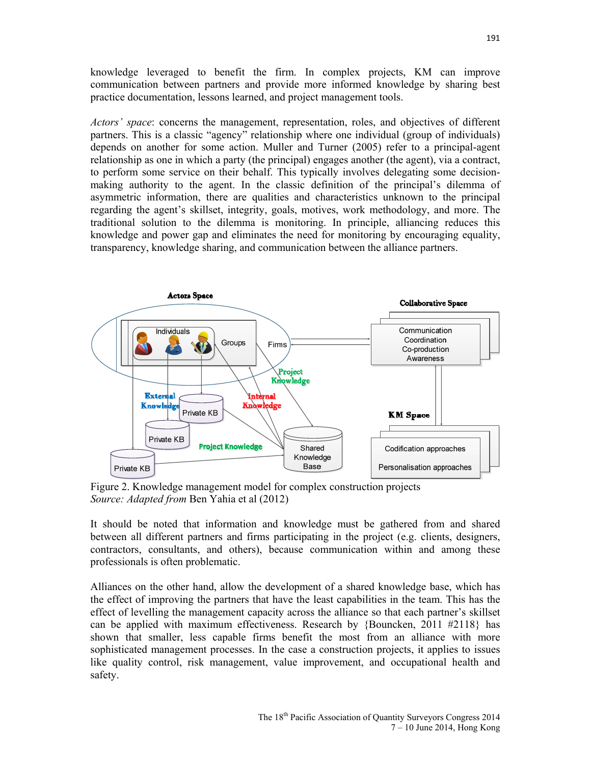knowledge leveraged to benefit the firm. In complex projects, KM can improve communication between partners and provide more informed knowledge by sharing best practice documentation, lessons learned, and project management tools.

*Actors' space*: concerns the management, representation, roles, and objectives of different partners. This is a classic "agency" relationship where one individual (group of individuals) depends on another for some action. Muller and Turner (2005) refer to a principal-agent relationship as one in which a party (the principal) engages another (the agent), via a contract, to perform some service on their behalf. This typically involves delegating some decision-making authority to the agent. In the classic definition of the principal's dilemma of asymmetric information, there are qualities and characteristics unknown to the principal regarding the agent's skillset, integrity, goals, motives, work methodology, and more. The traditional solution to the dilemma is monitoring. In principle, alliancing reduces this knowledge and power gap and eliminates the need for monitoring by encouraging equality, transparency, knowledge sharing, and communication between the alliance partners.

Figure 2. Knowledge management model for complex construction projects
*Source: Adapted from* Ben Yahia et al (2012)

It should be noted that information and knowledge must be gathered from and shared between all different partners and firms participating in the project (e.g. clients, designers, contractors, consultants, and others), because communication within and among these professionals is often problematic.

Alliances on the other hand, allow the development of a shared knowledge base, which has the effect of improving the partners that have the least capabilities in the team. This has the effect of levelling the management capacity across the alliance so that each partner's skillset can be applied with maximum effectiveness. Research by {Bouncken, 2011 #2118} has shown that smaller, less capable firms benefit the most from an alliance with more sophisticated management processes. In the case a construction projects, it applies to issues like quality control, risk management, value improvement, and occupational health and safety.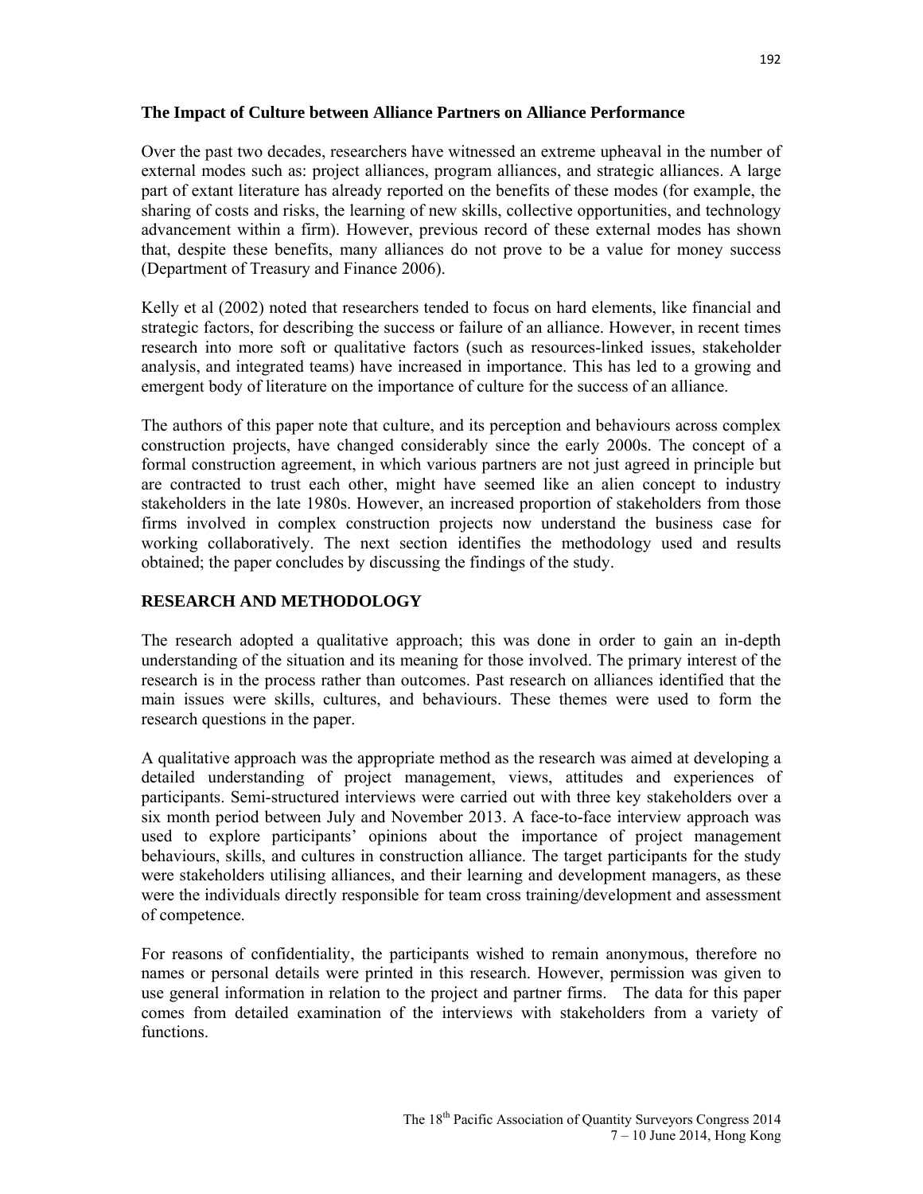**The Impact of Culture between Alliance Partners on Alliance Performance**

Over the past two decades, researchers have witnessed an extreme upheaval in the number of external modes such as: project alliances, program alliances, and strategic alliances. A large part of extant literature has already reported on the benefits of these modes (for example, the sharing of costs and risks, the learning of new skills, collective opportunities, and technology advancement within a firm). However, previous record of these external modes has shown that, despite these benefits, many alliances do not prove to be a value for money success (Department of Treasury and Finance 2006).

Kelly et al (2002) noted that researchers tended to focus on hard elements, like financial and strategic factors, for describing the success or failure of an alliance. However, in recent times research into more soft or qualitative factors (such as resources-linked issues, stakeholder analysis, and integrated teams) have increased in importance. This has led to a growing and emergent body of literature on the importance of culture for the success of an alliance.

The authors of this paper note that culture, and its perception and behaviours across complex construction projects, have changed considerably since the early 2000s. The concept of a formal construction agreement, in which various partners are not just agreed in principle but are contracted to trust each other, might have seemed like an alien concept to industry stakeholders in the late 1980s. However, an increased proportion of stakeholders from those firms involved in complex construction projects now understand the business case for working collaboratively. The next section identifies the methodology used and results obtained; the paper concludes by discussing the findings of the study.

## RESEARCH AND METHODOLOGY

The research adopted a qualitative approach; this was done in order to gain an in-depth understanding of the situation and its meaning for those involved. The primary interest of the research is in the process rather than outcomes. Past research on alliances identified that the main issues were skills, cultures, and behaviours. These themes were used to form the research questions in the paper.

A qualitative approach was the appropriate method as the research was aimed at developing a detailed understanding of project management, views, attitudes and experiences of participants. Semi-structured interviews were carried out with three key stakeholders over a six month period between July and November 2013. A face-to-face interview approach was used to explore participants' opinions about the importance of project management behaviours, skills, and cultures in construction alliance. The target participants for the study were stakeholders utilising alliances, and their learning and development managers, as these were the individuals directly responsible for team cross training/development and assessment of competence.

For reasons of confidentiality, the participants wished to remain anonymous, therefore no names or personal details were printed in this research. However, permission was given to use general information in relation to the project and partner firms. The data for this paper comes from detailed examination of the interviews with stakeholders from a variety of functions.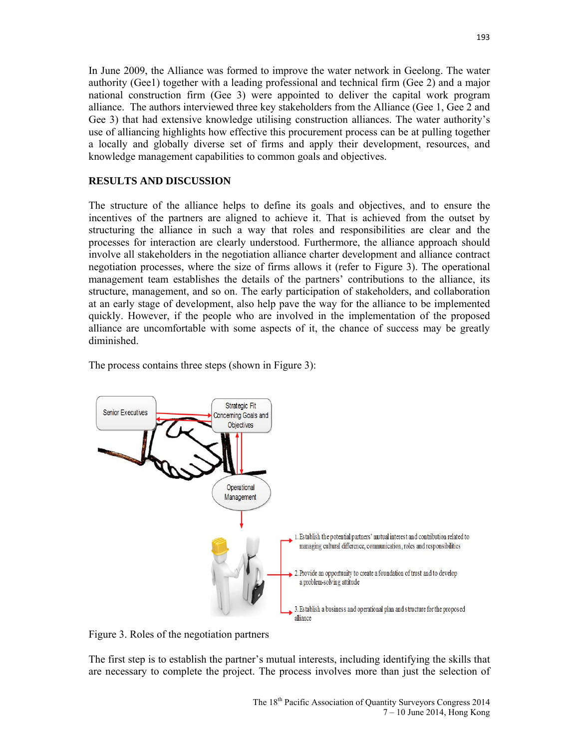In June 2009, the Alliance was formed to improve the water network in Geelong. The water authority (Gee1) together with a leading professional and technical firm (Gee 2) and a major national construction firm (Gee 3) were appointed to deliver the capital work program alliance. The authors interviewed three key stakeholders from the Alliance (Gee 1, Gee 2 and Gee 3) that had extensive knowledge utilising construction alliances. The water authority's use of alliancing highlights how effective this procurement process can be at pulling together a locally and globally diverse set of firms and apply their development, resources, and knowledge management capabilities to common goals and objectives.

## RESULTS AND DISCUSSION

The structure of the alliance helps to define its goals and objectives, and to ensure the incentives of the partners are aligned to achieve it. That is achieved from the outset by structuring the alliance in such a way that roles and responsibilities are clear and the processes for interaction are clearly understood. Furthermore, the alliance approach should involve all stakeholders in the negotiation alliance charter development and alliance contract negotiation processes, where the size of firms allows it (refer to Figure 3). The operational management team establishes the details of the partners' contributions to the alliance, its structure, management, and so on. The early participation of stakeholders, and collaboration at an early stage of development, also help pave the way for the alliance to be implemented quickly. However, if the people who are involved in the implementation of the proposed alliance are uncomfortable with some aspects of it, the chance of success may be greatly diminished.

The process contains three steps (shown in Figure 3):

Senior Executives

Strategic Fit Concerning Goals and Objectives

Operational Management

1. Establish the potential partners' mutual interest and contribution related to managing cultural difference, communication, roles and responsibilities

2. Provide an opportunity to create a foundation of trust and to develop a problem-solving attitude

3. Establish a business and operational plan and structure for the proposed alliance

Figure 3. Roles of the negotiation partners

The first step is to establish the partner's mutual interests, including identifying the skills that are necessary to complete the project. The process involves more than just the selection of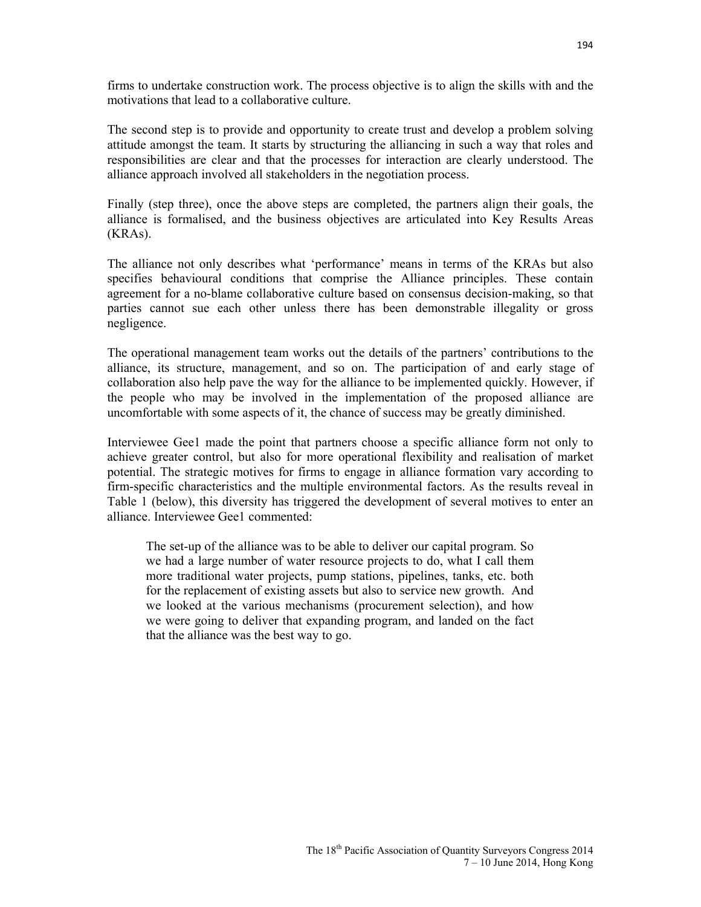firms to undertake construction work. The process objective is to align the skills with and the motivations that lead to a collaborative culture.

The second step is to provide and opportunity to create trust and develop a problem solving attitude amongst the team. It starts by structuring the alliancing in such a way that roles and responsibilities are clear and that the processes for interaction are clearly understood. The alliance approach involved all stakeholders in the negotiation process.

Finally (step three), once the above steps are completed, the partners align their goals, the alliance is formalised, and the business objectives are articulated into Key Results Areas (KRAs).

The alliance not only describes what 'performance' means in terms of the KRAs but also specifies behavioural conditions that comprise the Alliance principles. These contain agreement for a no-blame collaborative culture based on consensus decision-making, so that parties cannot sue each other unless there has been demonstrable illegality or gross negligence.

The operational management team works out the details of the partners' contributions to the alliance, its structure, management, and so on. The participation of and early stage of collaboration also help pave the way for the alliance to be implemented quickly. However, if the people who may be involved in the implementation of the proposed alliance are uncomfortable with some aspects of it, the chance of success may be greatly diminished.

Interviewee Gee1 made the point that partners choose a specific alliance form not only to achieve greater control, but also for more operational flexibility and realisation of market potential. The strategic motives for firms to engage in alliance formation vary according to firm-specific characteristics and the multiple environmental factors. As the results reveal in Table 1 (below), this diversity has triggered the development of several motives to enter an alliance. Interviewee Gee1 commented:

> The set-up of the alliance was to be able to deliver our capital program. So we had a large number of water resource projects to do, what I call them more traditional water projects, pump stations, pipelines, tanks, etc. both for the replacement of existing assets but also to service new growth. And we looked at the various mechanisms (procurement selection), and how we were going to deliver that expanding program, and landed on the fact that the alliance was the best way to go.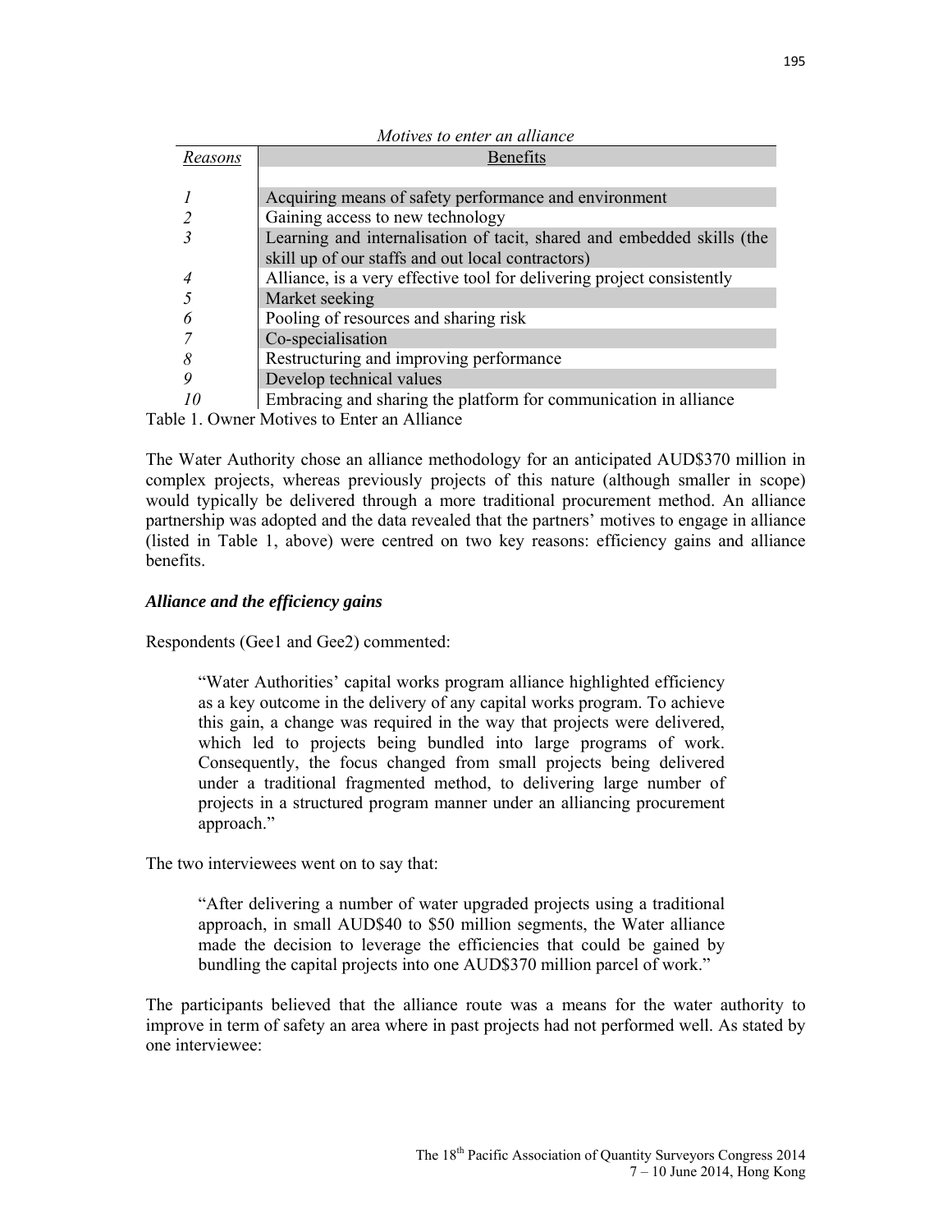| *Motives to enter an alliance* | |
|---|---|
| *Reasons* | Benefits |
| *1* | Acquiring means of safety performance and environment |
| *2* | Gaining access to new technology |
| *3* | Learning and internalisation of tacit, shared and embedded skills (the skill up of our staffs and out local contractors) |
| *4* | Alliance, is a very effective tool for delivering project consistently |
| *5* | Market seeking |
| *6* | Pooling of resources and sharing risk |
| *7* | Co-specialisation |
| *8* | Restructuring and improving performance |
| *9* | Develop technical values |
| *10* | Embracing and sharing the platform for communication in alliance |

Table 1. Owner Motives to Enter an Alliance

The Water Authority chose an alliance methodology for an anticipated AUD$370 million in complex projects, whereas previously projects of this nature (although smaller in scope) would typically be delivered through a more traditional procurement method. An alliance partnership was adopted and the data revealed that the partners' motives to engage in alliance (listed in Table 1, above) were centred on two key reasons: efficiency gains and alliance benefits.

### *Alliance and the efficiency gains*

Respondents (Gee1 and Gee2) commented:

> "Water Authorities' capital works program alliance highlighted efficiency as a key outcome in the delivery of any capital works program. To achieve this gain, a change was required in the way that projects were delivered, which led to projects being bundled into large programs of work. Consequently, the focus changed from small projects being delivered under a traditional fragmented method, to delivering large number of projects in a structured program manner under an alliancing procurement approach."

The two interviewees went on to say that:

> "After delivering a number of water upgraded projects using a traditional approach, in small AUD$40 to $50 million segments, the Water alliance made the decision to leverage the efficiencies that could be gained by bundling the capital projects into one AUD$370 million parcel of work."

The participants believed that the alliance route was a means for the water authority to improve in term of safety an area where in past projects had not performed well. As stated by one interviewee: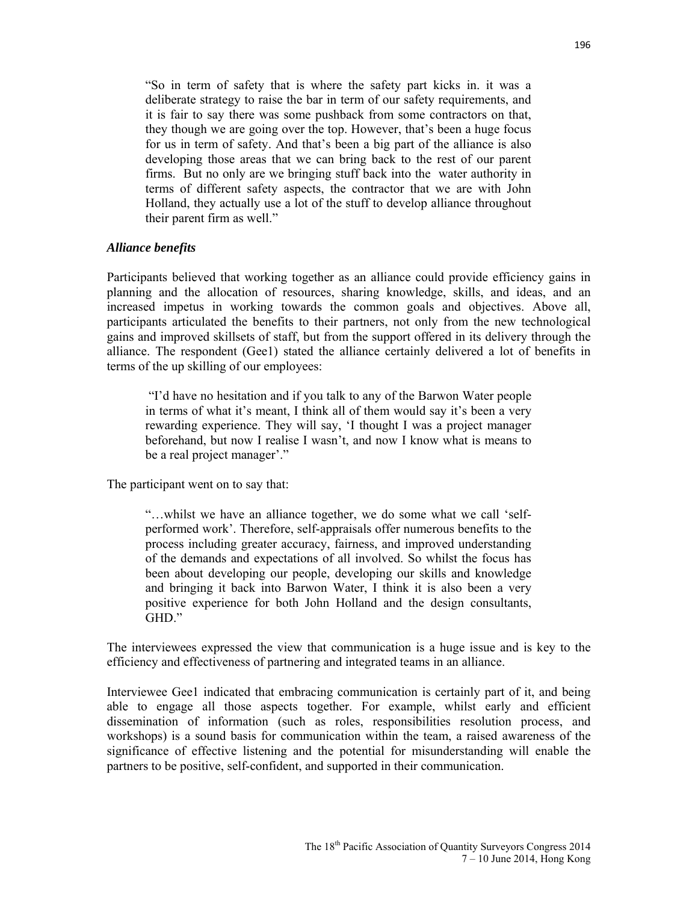> "So in term of safety that is where the safety part kicks in. it was a deliberate strategy to raise the bar in term of our safety requirements, and it is fair to say there was some pushback from some contractors on that, they though we are going over the top. However, that's been a huge focus for us in term of safety. And that's been a big part of the alliance is also developing those areas that we can bring back to the rest of our parent firms. But no only are we bringing stuff back into the water authority in terms of different safety aspects, the contractor that we are with John Holland, they actually use a lot of the stuff to develop alliance throughout their parent firm as well."

### *Alliance benefits*

Participants believed that working together as an alliance could provide efficiency gains in planning and the allocation of resources, sharing knowledge, skills, and ideas, and an increased impetus in working towards the common goals and objectives. Above all, participants articulated the benefits to their partners, not only from the new technological gains and improved skillsets of staff, but from the support offered in its delivery through the alliance. The respondent (Gee1) stated the alliance certainly delivered a lot of benefits in terms of the up skilling of our employees:

> "I'd have no hesitation and if you talk to any of the Barwon Water people in terms of what it's meant, I think all of them would say it's been a very rewarding experience. They will say, 'I thought I was a project manager beforehand, but now I realise I wasn't, and now I know what is means to be a real project manager'."

The participant went on to say that:

> "…whilst we have an alliance together, we do some what we call 'self-performed work'. Therefore, self-appraisals offer numerous benefits to the process including greater accuracy, fairness, and improved understanding of the demands and expectations of all involved. So whilst the focus has been about developing our people, developing our skills and knowledge and bringing it back into Barwon Water, I think it is also been a very positive experience for both John Holland and the design consultants, GHD."

The interviewees expressed the view that communication is a huge issue and is key to the efficiency and effectiveness of partnering and integrated teams in an alliance.

Interviewee Gee1 indicated that embracing communication is certainly part of it, and being able to engage all those aspects together. For example, whilst early and efficient dissemination of information (such as roles, responsibilities resolution process, and workshops) is a sound basis for communication within the team, a raised awareness of the significance of effective listening and the potential for misunderstanding will enable the partners to be positive, self-confident, and supported in their communication.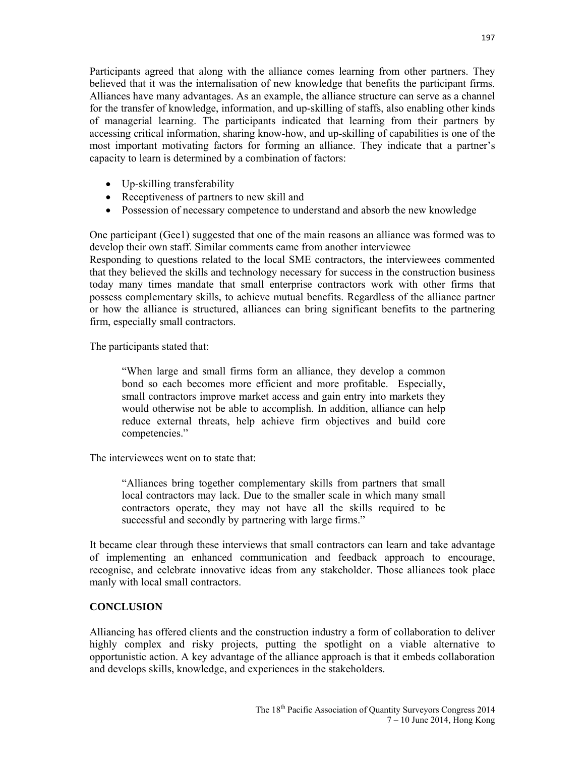Participants agreed that along with the alliance comes learning from other partners. They believed that it was the internalisation of new knowledge that benefits the participant firms. Alliances have many advantages. As an example, the alliance structure can serve as a channel for the transfer of knowledge, information, and up-skilling of staffs, also enabling other kinds of managerial learning. The participants indicated that learning from their partners by accessing critical information, sharing know-how, and up-skilling of capabilities is one of the most important motivating factors for forming an alliance. They indicate that a partner's capacity to learn is determined by a combination of factors:

- Up-skilling transferability
- Receptiveness of partners to new skill and
- Possession of necessary competence to understand and absorb the new knowledge

One participant (Gee1) suggested that one of the main reasons an alliance was formed was to develop their own staff. Similar comments came from another interviewee
Responding to questions related to the local SME contractors, the interviewees commented that they believed the skills and technology necessary for success in the construction business today many times mandate that small enterprise contractors work with other firms that possess complementary skills, to achieve mutual benefits. Regardless of the alliance partner or how the alliance is structured, alliances can bring significant benefits to the partnering firm, especially small contractors.

The participants stated that:

> "When large and small firms form an alliance, they develop a common bond so each becomes more efficient and more profitable. Especially, small contractors improve market access and gain entry into markets they would otherwise not be able to accomplish. In addition, alliance can help reduce external threats, help achieve firm objectives and build core competencies."

The interviewees went on to state that:

> "Alliances bring together complementary skills from partners that small local contractors may lack. Due to the smaller scale in which many small contractors operate, they may not have all the skills required to be successful and secondly by partnering with large firms."

It became clear through these interviews that small contractors can learn and take advantage of implementing an enhanced communication and feedback approach to encourage, recognise, and celebrate innovative ideas from any stakeholder. Those alliances took place manly with local small contractors.

## CONCLUSION

Alliancing has offered clients and the construction industry a form of collaboration to deliver highly complex and risky projects, putting the spotlight on a viable alternative to opportunistic action. A key advantage of the alliance approach is that it embeds collaboration and develops skills, knowledge, and experiences in the stakeholders.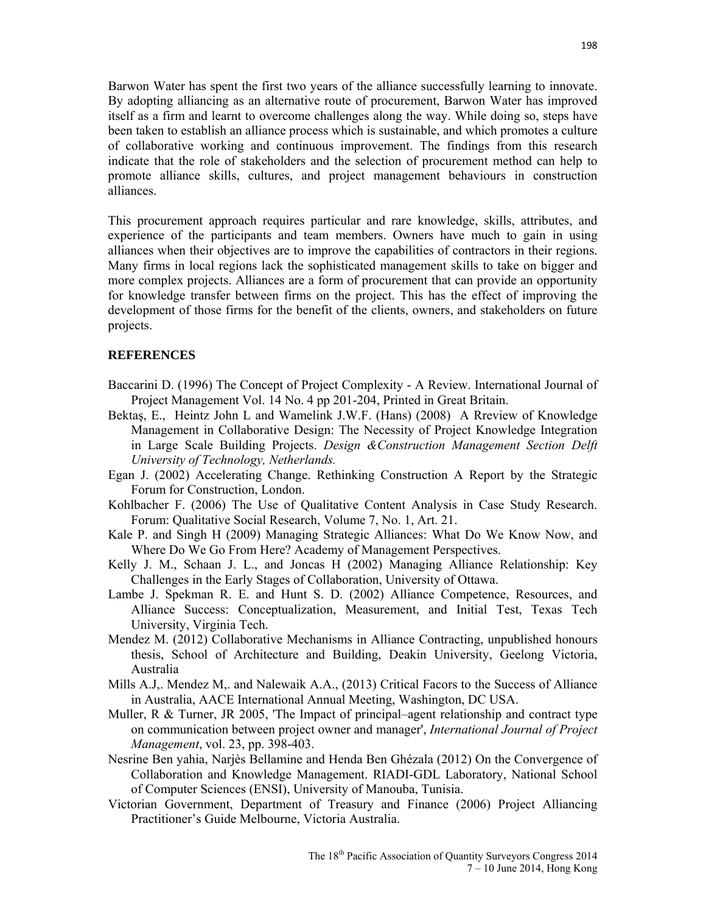Barwon Water has spent the first two years of the alliance successfully learning to innovate. By adopting alliancing as an alternative route of procurement, Barwon Water has improved itself as a firm and learnt to overcome challenges along the way. While doing so, steps have been taken to establish an alliance process which is sustainable, and which promotes a culture of collaborative working and continuous improvement. The findings from this research indicate that the role of stakeholders and the selection of procurement method can help to promote alliance skills, cultures, and project management behaviours in construction alliances.

This procurement approach requires particular and rare knowledge, skills, attributes, and experience of the participants and team members. Owners have much to gain in using alliances when their objectives are to improve the capabilities of contractors in their regions. Many firms in local regions lack the sophisticated management skills to take on bigger and more complex projects. Alliances are a form of procurement that can provide an opportunity for knowledge transfer between firms on the project. This has the effect of improving the development of those firms for the benefit of the clients, owners, and stakeholders on future projects.

## REFERENCES

Baccarini D. (1996) The Concept of Project Complexity - A Review. International Journal of Project Management Vol. 14 No. 4 pp 201-204, Printed in Great Britain.

Bektaş, E., Heintz John L and Wamelink J.W.F. (Hans) (2008) A Rreview of Knowledge Management in Collaborative Design: The Necessity of Project Knowledge Integration in Large Scale Building Projects. *Design &Construction Management Section Delft University of Technology, Netherlands.*

Egan J. (2002) Accelerating Change. Rethinking Construction A Report by the Strategic Forum for Construction, London.

Kohlbacher F. (2006) The Use of Qualitative Content Analysis in Case Study Research. Forum: Qualitative Social Research, Volume 7, No. 1, Art. 21.

Kale P. and Singh H (2009) Managing Strategic Alliances: What Do We Know Now, and Where Do We Go From Here? Academy of Management Perspectives.

Kelly J. M., Schaan J. L., and Joncas H (2002) Managing Alliance Relationship: Key Challenges in the Early Stages of Collaboration, University of Ottawa.

Lambe J. Spekman R. E. and Hunt S. D. (2002) Alliance Competence, Resources, and Alliance Success: Conceptualization, Measurement, and Initial Test, Texas Tech University, Virginia Tech.

Mendez M. (2012) Collaborative Mechanisms in Alliance Contracting, unpublished honours thesis, School of Architecture and Building, Deakin University, Geelong Victoria, Australia

Mills A.J,. Mendez M,. and Nalewaik A.A., (2013) Critical Facors to the Success of Alliance in Australia, AACE International Annual Meeting, Washington, DC USA.

Muller, R & Turner, JR 2005, 'The Impact of principal–agent relationship and contract type on communication between project owner and manager', *International Journal of Project Management*, vol. 23, pp. 398-403.

Nesrine Ben yahia, Narjès Bellamine and Henda Ben Ghézala (2012) On the Convergence of Collaboration and Knowledge Management. RIADI-GDL Laboratory, National School of Computer Sciences (ENSI), University of Manouba, Tunisia.

Victorian Government, Department of Treasury and Finance (2006) Project Alliancing Practitioner's Guide Melbourne, Victoria Australia.